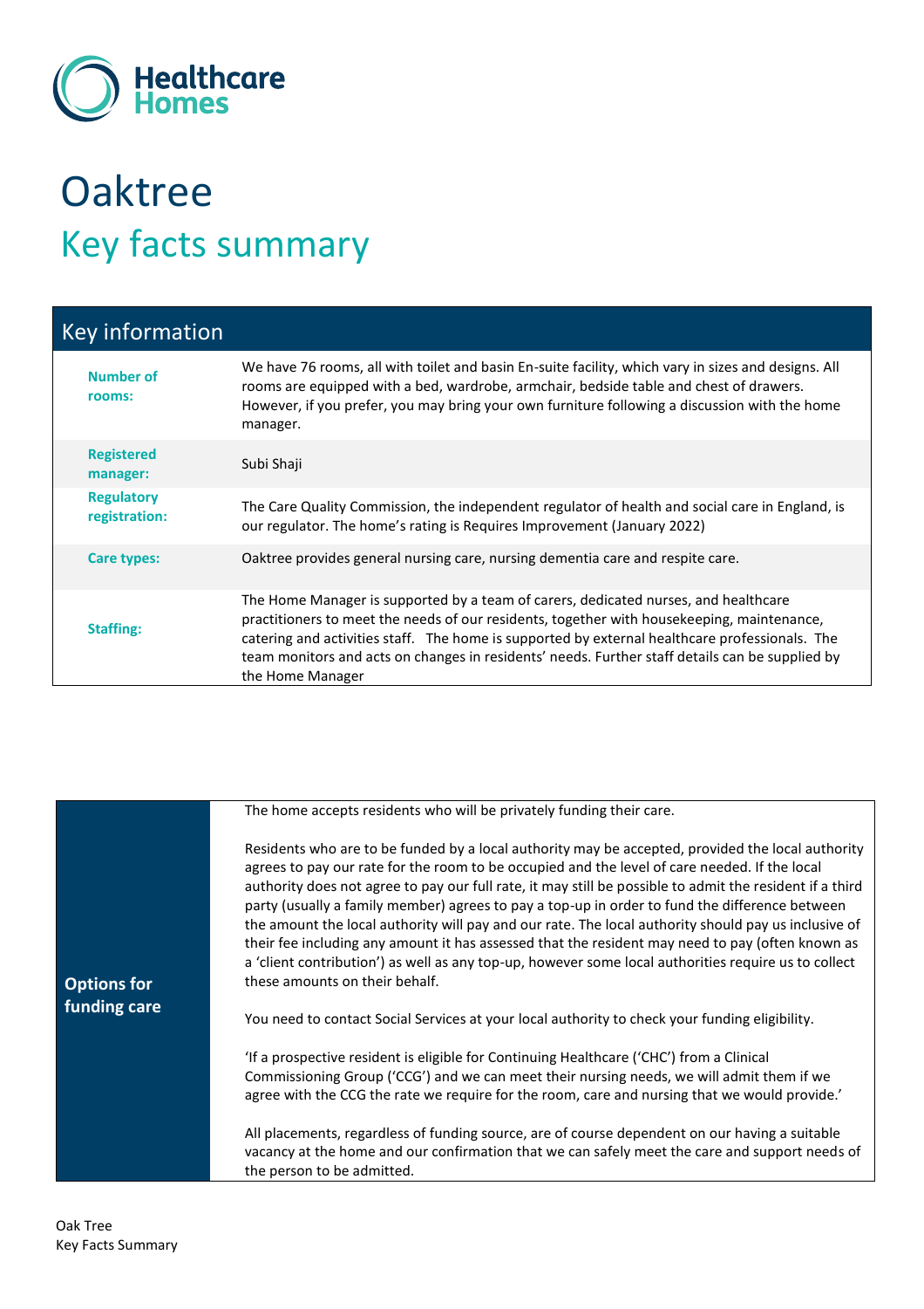Healthcare Homes

# Oaktree

## Key facts summary

| Key information | |
|---|---|
| **Number of rooms:** | We have 76 rooms, all with toilet and basin En-suite facility, which vary in sizes and designs. All rooms are equipped with a bed, wardrobe, armchair, bedside table and chest of drawers. However, if you prefer, you may bring your own furniture following a discussion with the home manager. |
| **Registered manager:** | Subi Shaji |
| **Regulatory registration:** | The Care Quality Commission, the independent regulator of health and social care in England, is our regulator. The home's rating is Requires Improvement (January 2022) |
| **Care types:** | Oaktree provides general nursing care, nursing dementia care and respite care. |
| **Staffing:** | The Home Manager is supported by a team of carers, dedicated nurses, and healthcare practitioners to meet the needs of our residents, together with housekeeping, maintenance, catering and activities staff. The home is supported by external healthcare professionals. The team monitors and acts on changes in residents' needs. Further staff details can be supplied by the Home Manager |

| | |
|---|---|
| **Options for funding care** | The home accepts residents who will be privately funding their care.<br><br>Residents who are to be funded by a local authority may be accepted, provided the local authority agrees to pay our rate for the room to be occupied and the level of care needed. If the local authority does not agree to pay our full rate, it may still be possible to admit the resident if a third party (usually a family member) agrees to pay a top-up in order to fund the difference between the amount the local authority will pay and our rate. The local authority should pay us inclusive of their fee including any amount it has assessed that the resident may need to pay (often known as a 'client contribution') as well as any top-up, however some local authorities require us to collect these amounts on their behalf.<br><br>You need to contact Social Services at your local authority to check your funding eligibility.<br><br>'If a prospective resident is eligible for Continuing Healthcare ('CHC') from a Clinical Commissioning Group ('CCG') and we can meet their nursing needs, we will admit them if we agree with the CCG the rate we require for the room, care and nursing that we would provide.'<br><br>All placements, regardless of funding source, are of course dependent on our having a suitable vacancy at the home and our confirmation that we can safely meet the care and support needs of the person to be admitted. |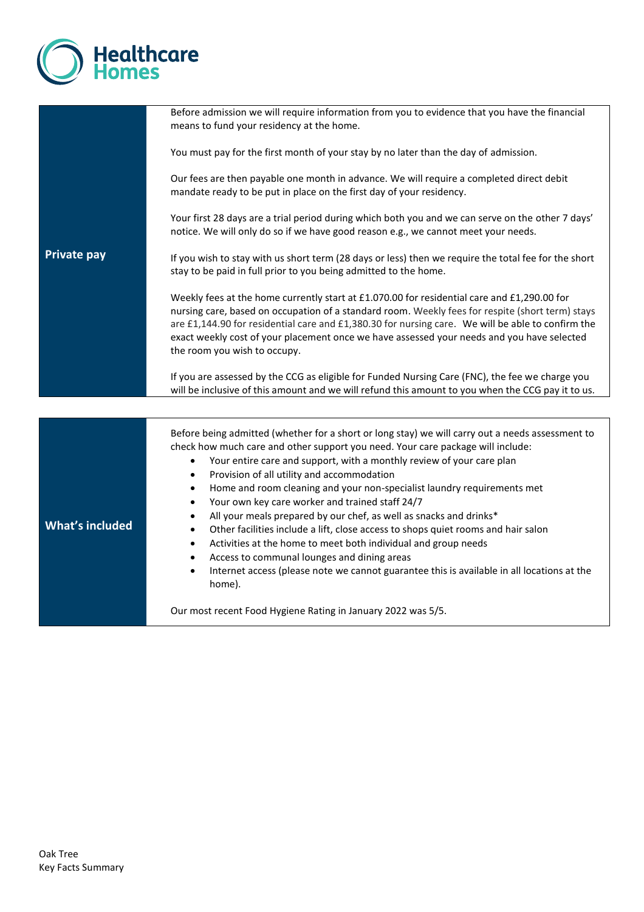Healthcare Homes

| | |
|---|---|
| **Private pay** | Before admission we will require information from you to evidence that you have the financial means to fund your residency at the home.<br><br>You must pay for the first month of your stay by no later than the day of admission.<br><br>Our fees are then payable one month in advance. We will require a completed direct debit mandate ready to be put in place on the first day of your residency.<br><br>Your first 28 days are a trial period during which both you and we can serve on the other 7 days' notice. We will only do so if we have good reason e.g., we cannot meet your needs.<br><br>If you wish to stay with us short term (28 days or less) then we require the total fee for the short stay to be paid in full prior to you being admitted to the home.<br><br>Weekly fees at the home currently start at £1.070.00 for residential care and £1,290.00 for nursing care, based on occupation of a standard room. Weekly fees for respite (short term) stays are £1,144.90 for residential care and £1,380.30 for nursing care. We will be able to confirm the exact weekly cost of your placement once we have assessed your needs and you have selected the room you wish to occupy.<br><br>If you are assessed by the CCG as eligible for Funded Nursing Care (FNC), the fee we charge you will be inclusive of this amount and we will refund this amount to you when the CCG pay it to us. |

| | |
|---|---|
| **What's included** | Before being admitted (whether for a short or long stay) we will carry out a needs assessment to check how much care and other support you need. Your care package will include:<br>• Your entire care and support, with a monthly review of your care plan<br>• Provision of all utility and accommodation<br>• Home and room cleaning and your non-specialist laundry requirements met<br>• Your own key care worker and trained staff 24/7<br>• All your meals prepared by our chef, as well as snacks and drinks*<br>• Other facilities include a lift, close access to shops quiet rooms and hair salon<br>• Activities at the home to meet both individual and group needs<br>• Access to communal lounges and dining areas<br>• Internet access (please note we cannot guarantee this is available in all locations at the home).<br><br>Our most recent Food Hygiene Rating in January 2022 was 5/5. |

Oak Tree
Key Facts Summary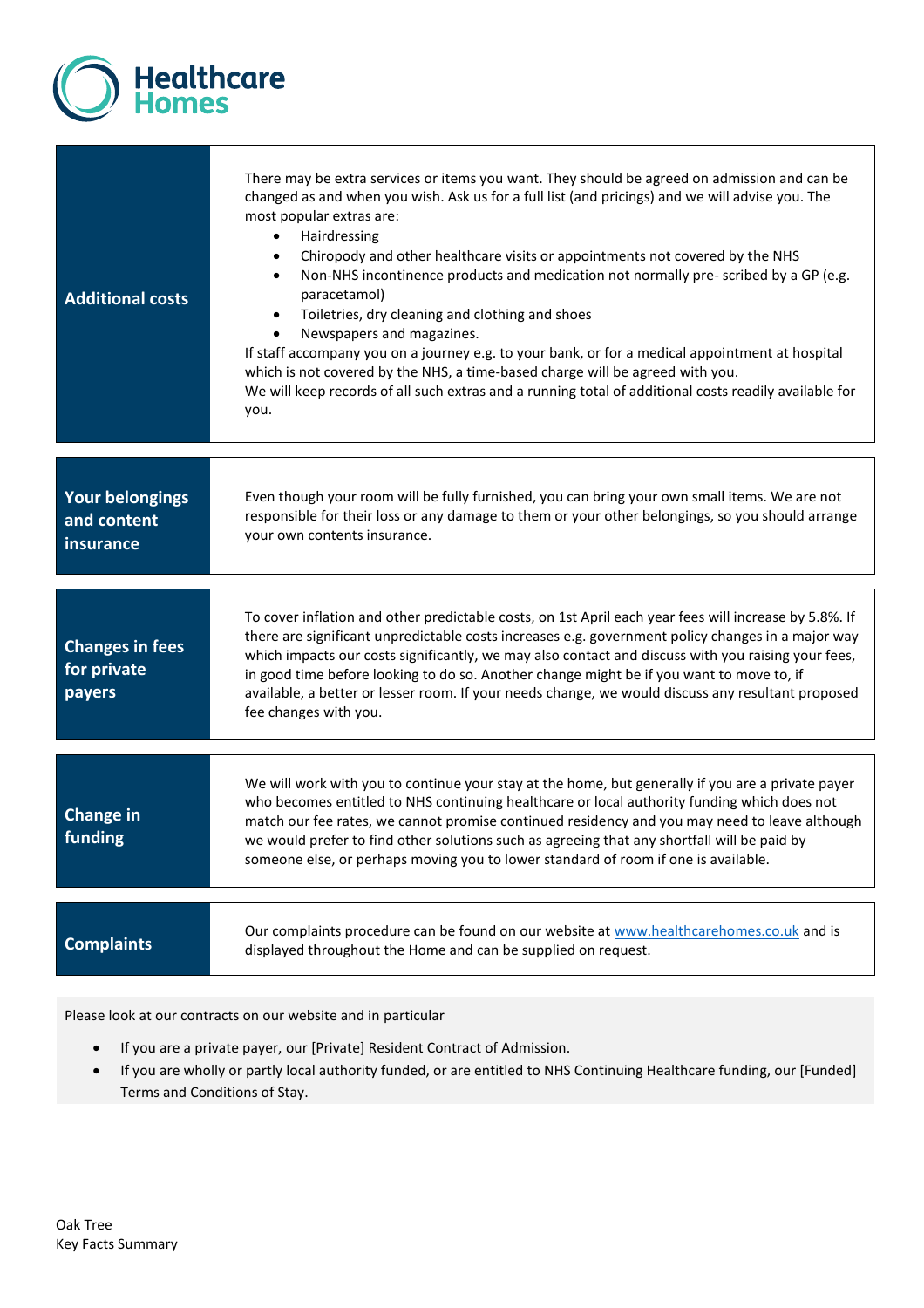| | |
|---|---|
| **Additional costs** | There may be extra services or items you want. They should be agreed on admission and can be changed as and when you wish. Ask us for a full list (and pricings) and we will advise you. The most popular extras are:<br>• Hairdressing<br>• Chiropody and other healthcare visits or appointments not covered by the NHS<br>• Non-NHS incontinence products and medication not normally pre- scribed by a GP (e.g. paracetamol)<br>• Toiletries, dry cleaning and clothing and shoes<br>• Newspapers and magazines.<br>If staff accompany you on a journey e.g. to your bank, or for a medical appointment at hospital which is not covered by the NHS, a time-based charge will be agreed with you.<br>We will keep records of all such extras and a running total of additional costs readily available for you. |
| **Your belongings and content insurance** | Even though your room will be fully furnished, you can bring your own small items. We are not responsible for their loss or any damage to them or your other belongings, so you should arrange your own contents insurance. |
| **Changes in fees for private payers** | To cover inflation and other predictable costs, on 1st April each year fees will increase by 5.8%. If there are significant unpredictable costs increases e.g. government policy changes in a major way which impacts our costs significantly, we may also contact and discuss with you raising your fees, in good time before looking to do so. Another change might be if you want to move to, if available, a better or lesser room. If your needs change, we would discuss any resultant proposed fee changes with you. |
| **Change in funding** | We will work with you to continue your stay at the home, but generally if you are a private payer who becomes entitled to NHS continuing healthcare or local authority funding which does not match our fee rates, we cannot promise continued residency and you may need to leave although we would prefer to find other solutions such as agreeing that any shortfall will be paid by someone else, or perhaps moving you to lower standard of room if one is available. |
| **Complaints** | Our complaints procedure can be found on our website at [www.healthcarehomes.co.uk](http://www.healthcarehomes.co.uk) and is displayed throughout the Home and can be supplied on request. |

Please look at our contracts on our website and in particular

- If you are a private payer, our [Private] Resident Contract of Admission.
- If you are wholly or partly local authority funded, or are entitled to NHS Continuing Healthcare funding, our [Funded] Terms and Conditions of Stay.